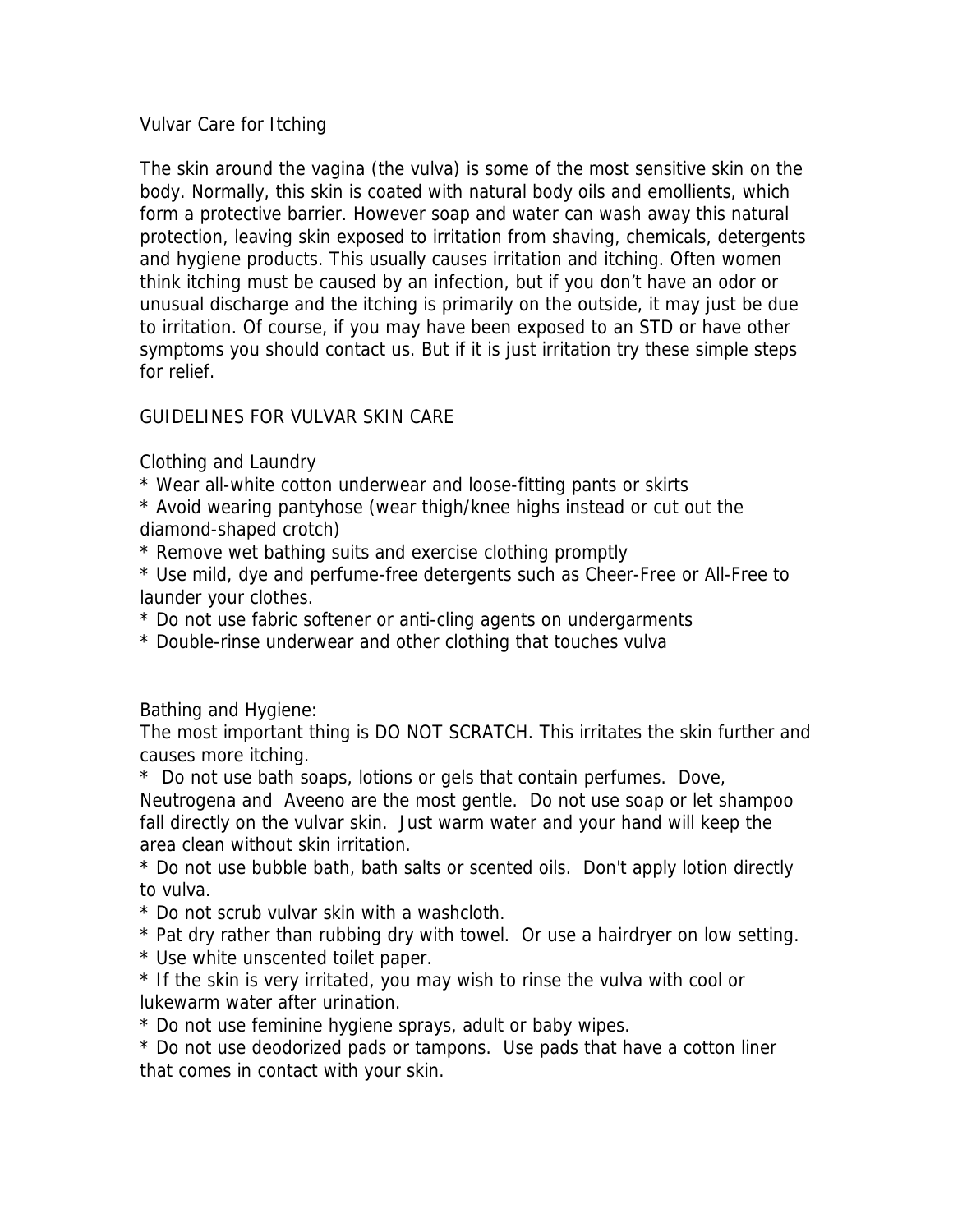# Vulvar Care for Itching

The skin around the vagina (the vulva) is some of the most sensitive skin on the body. Normally, this skin is coated with natural body oils and emollients, which form a protective barrier. However soap and water can wash away this natural protection, leaving skin exposed to irritation from shaving, chemicals, detergents and hygiene products. This usually causes irritation and itching. Often women think itching must be caused by an infection, but if you don't have an odor or unusual discharge and the itching is primarily on the outside, it may just be due to irritation. Of course, if you may have been exposed to an STD or have other symptoms you should contact us. But if it is just irritation try these simple steps for relief.

## GUIDELINES FOR VULVAR SKIN CARE

### Clothing and Laundry

* Wear all-white cotton underwear and loose-fitting pants or skirts
* Avoid wearing pantyhose (wear thigh/knee highs instead or cut out the diamond-shaped crotch)
* Remove wet bathing suits and exercise clothing promptly
* Use mild, dye and perfume-free detergents such as Cheer-Free or All-Free to launder your clothes.
* Do not use fabric softener or anti-cling agents on undergarments
* Double-rinse underwear and other clothing that touches vulva

### Bathing and Hygiene:

The most important thing is DO NOT SCRATCH. This irritates the skin further and causes more itching.

* Do not use bath soaps, lotions or gels that contain perfumes. Dove, Neutrogena and Aveeno are the most gentle. Do not use soap or let shampoo fall directly on the vulvar skin. Just warm water and your hand will keep the area clean without skin irritation.
* Do not use bubble bath, bath salts or scented oils. Don't apply lotion directly to vulva.
* Do not scrub vulvar skin with a washcloth.
* Pat dry rather than rubbing dry with towel. Or use a hairdryer on low setting.
* Use white unscented toilet paper.
* If the skin is very irritated, you may wish to rinse the vulva with cool or lukewarm water after urination.
* Do not use feminine hygiene sprays, adult or baby wipes.
* Do not use deodorized pads or tampons. Use pads that have a cotton liner that comes in contact with your skin.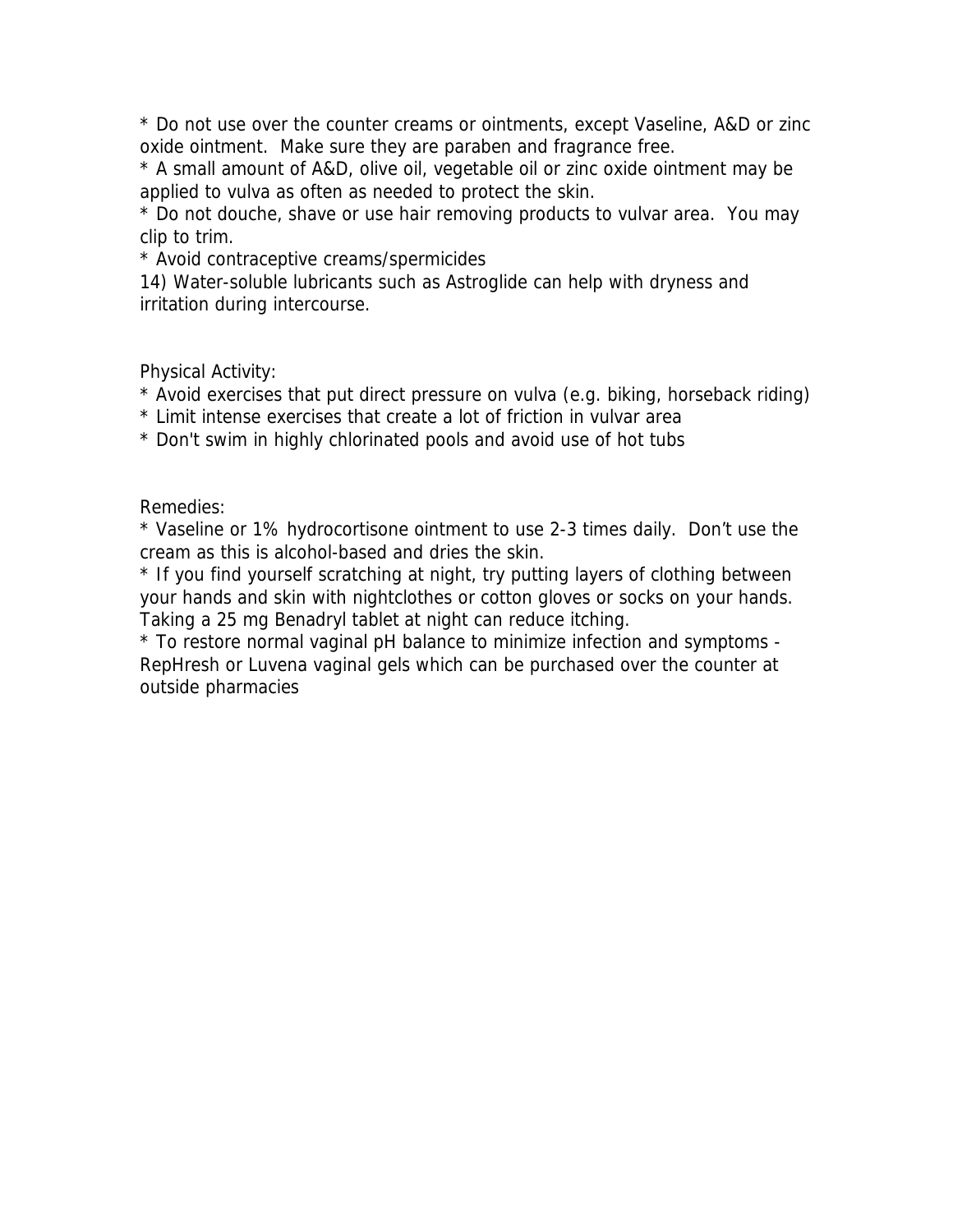* Do not use over the counter creams or ointments, except Vaseline, A&D or zinc oxide ointment. Make sure they are paraben and fragrance free.
* A small amount of A&D, olive oil, vegetable oil or zinc oxide ointment may be applied to vulva as often as needed to protect the skin.
* Do not douche, shave or use hair removing products to vulvar area. You may clip to trim.
* Avoid contraceptive creams/spermicides

14) Water-soluble lubricants such as Astroglide can help with dryness and irritation during intercourse.

Physical Activity:

* Avoid exercises that put direct pressure on vulva (e.g. biking, horseback riding)
* Limit intense exercises that create a lot of friction in vulvar area
* Don't swim in highly chlorinated pools and avoid use of hot tubs

Remedies:

* Vaseline or 1% hydrocortisone ointment to use 2-3 times daily. Don't use the cream as this is alcohol-based and dries the skin.
* If you find yourself scratching at night, try putting layers of clothing between your hands and skin with nightclothes or cotton gloves or socks on your hands. Taking a 25 mg Benadryl tablet at night can reduce itching.
* To restore normal vaginal pH balance to minimize infection and symptoms - RepHresh or Luvena vaginal gels which can be purchased over the counter at outside pharmacies